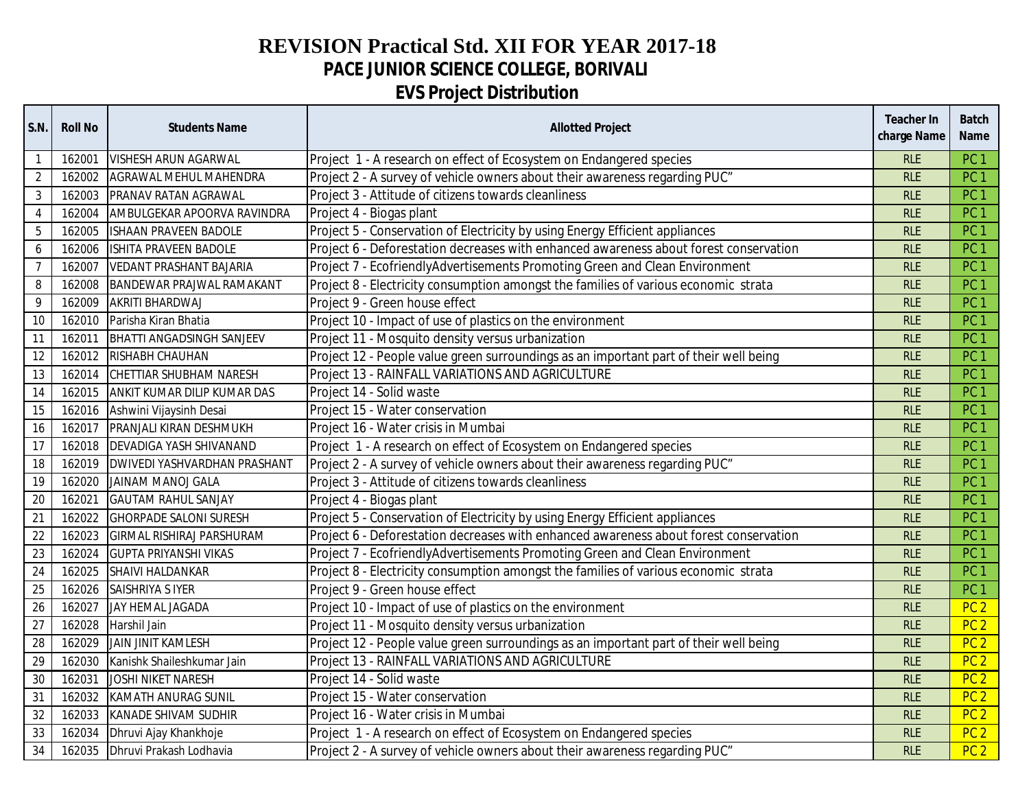# REVISION Practical Std. XII FOR YEAR 2017-18

## PACE JUNIOR SCIENCE COLLEGE, BORIVALI

## EVS Project Distribution

| S.N. | Roll No | Students Name | Allotted Project | Teacher In charge Name | Batch Name |
|---|---|---|---|---|---|
| 1 | 162001 | VISHESH ARUN AGARWAL | Project 1 - A research on effect of Ecosystem on Endangered species | RLE | PC 1 |
| 2 | 162002 | AGRAWAL MEHUL MAHENDRA | Project 2 - A survey of vehicle owners about their awareness regarding PUC" | RLE | PC 1 |
| 3 | 162003 | PRANAV RATAN AGRAWAL | Project 3 - Attitude of citizens towards cleanliness | RLE | PC 1 |
| 4 | 162004 | AMBULGEKAR APOORVA RAVINDRA | Project 4 - Biogas plant | RLE | PC 1 |
| 5 | 162005 | ISHAAN PRAVEEN BADOLE | Project 5 - Conservation of Electricity by using Energy Efficient appliances | RLE | PC 1 |
| 6 | 162006 | ISHITA PRAVEEN BADOLE | Project 6 - Deforestation decreases with enhanced awareness about forest conservation | RLE | PC 1 |
| 7 | 162007 | VEDANT PRASHANT BAJARIA | Project 7 - EcofriendlyAdvertisements Promoting Green and Clean Environment | RLE | PC 1 |
| 8 | 162008 | BANDEWAR PRAJWAL RAMAKANT | Project 8 - Electricity consumption amongst the families of various economic strata | RLE | PC 1 |
| 9 | 162009 | AKRITI BHARDWAJ | Project 9 - Green house effect | RLE | PC 1 |
| 10 | 162010 | Parisha Kiran Bhatia | Project 10 - Impact of use of plastics on the environment | RLE | PC 1 |
| 11 | 162011 | BHATTI ANGADSINGH SANJEEV | Project 11 - Mosquito density versus urbanization | RLE | PC 1 |
| 12 | 162012 | RISHABH CHAUHAN | Project 12 - People value green surroundings as an important part of their well being | RLE | PC 1 |
| 13 | 162014 | CHETTIAR SHUBHAM NARESH | Project 13 - RAINFALL VARIATIONS AND AGRICULTURE | RLE | PC 1 |
| 14 | 162015 | ANKIT KUMAR DILIP KUMAR DAS | Project 14 - Solid waste | RLE | PC 1 |
| 15 | 162016 | Ashwini Vijaysinh Desai | Project 15 - Water conservation | RLE | PC 1 |
| 16 | 162017 | PRANJALI KIRAN DESHMUKH | Project 16 - Water crisis in Mumbai | RLE | PC 1 |
| 17 | 162018 | DEVADIGA YASH SHIVANAND | Project 1 - A research on effect of Ecosystem on Endangered species | RLE | PC 1 |
| 18 | 162019 | DWIVEDI YASHVARDHAN PRASHANT | Project 2 - A survey of vehicle owners about their awareness regarding PUC" | RLE | PC 1 |
| 19 | 162020 | JAINAM MANOJ GALA | Project 3 - Attitude of citizens towards cleanliness | RLE | PC 1 |
| 20 | 162021 | GAUTAM RAHUL SANJAY | Project 4 - Biogas plant | RLE | PC 1 |
| 21 | 162022 | GHORPADE SALONI SURESH | Project 5 - Conservation of Electricity by using Energy Efficient appliances | RLE | PC 1 |
| 22 | 162023 | GIRMAL RISHIRAJ PARSHURAM | Project 6 - Deforestation decreases with enhanced awareness about forest conservation | RLE | PC 1 |
| 23 | 162024 | GUPTA PRIYANSHI VIKAS | Project 7 - EcofriendlyAdvertisements Promoting Green and Clean Environment | RLE | PC 1 |
| 24 | 162025 | SHAIVI HALDANKAR | Project 8 - Electricity consumption amongst the families of various economic strata | RLE | PC 1 |
| 25 | 162026 | SAISHRIYA S IYER | Project 9 - Green house effect | RLE | PC 1 |
| 26 | 162027 | JAY HEMAL JAGADA | Project 10 - Impact of use of plastics on the environment | RLE | PC 2 |
| 27 | 162028 | Harshil Jain | Project 11 - Mosquito density versus urbanization | RLE | PC 2 |
| 28 | 162029 | JAIN JINIT KAMLESH | Project 12 - People value green surroundings as an important part of their well being | RLE | PC 2 |
| 29 | 162030 | Kanishk Shaileshkumar Jain | Project 13 - RAINFALL VARIATIONS AND AGRICULTURE | RLE | PC 2 |
| 30 | 162031 | JOSHI NIKET NARESH | Project 14 - Solid waste | RLE | PC 2 |
| 31 | 162032 | KAMATH ANURAG SUNIL | Project 15 - Water conservation | RLE | PC 2 |
| 32 | 162033 | KANADE SHIVAM SUDHIR | Project 16 - Water crisis in Mumbai | RLE | PC 2 |
| 33 | 162034 | Dhruvi Ajay Khankhoje | Project 1 - A research on effect of Ecosystem on Endangered species | RLE | PC 2 |
| 34 | 162035 | Dhruvi Prakash Lodhavia | Project 2 - A survey of vehicle owners about their awareness regarding PUC" | RLE | PC 2 |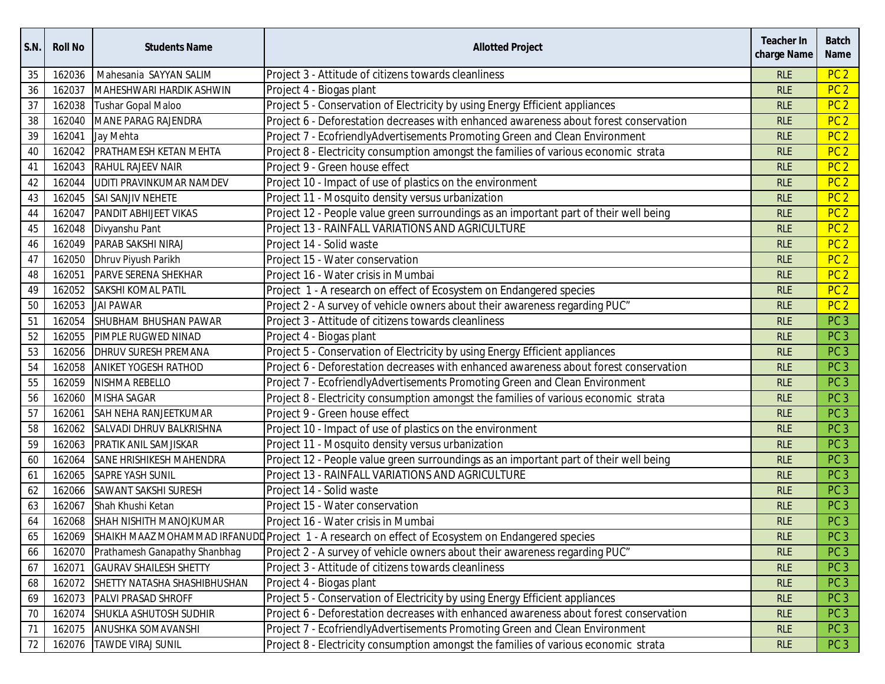| S.N. | Roll No | Students Name | Allotted Project | Teacher In charge Name | Batch Name |
|---|---|---|---|---|---|
| 35 | 162036 | Mahesania SAYYAN SALIM | Project 3 - Attitude of citizens towards cleanliness | RLE | PC 2 |
| 36 | 162037 | MAHESHWARI HARDIK ASHWIN | Project 4 - Biogas plant | RLE | PC 2 |
| 37 | 162038 | Tushar Gopal Maloo | Project 5 - Conservation of Electricity by using Energy Efficient appliances | RLE | PC 2 |
| 38 | 162040 | MANE PARAG RAJENDRA | Project 6 - Deforestation decreases with enhanced awareness about forest conservation | RLE | PC 2 |
| 39 | 162041 | Jay Mehta | Project 7 - EcofriendlyAdvertisements Promoting Green and Clean Environment | RLE | PC 2 |
| 40 | 162042 | PRATHAMESH KETAN MEHTA | Project 8 - Electricity consumption amongst the families of various economic strata | RLE | PC 2 |
| 41 | 162043 | RAHUL RAJEEV NAIR | Project 9 - Green house effect | RLE | PC 2 |
| 42 | 162044 | UDITI PRAVINKUMAR NAMDEV | Project 10 - Impact of use of plastics on the environment | RLE | PC 2 |
| 43 | 162045 | SAI SANJIV NEHETE | Project 11 - Mosquito density versus urbanization | RLE | PC 2 |
| 44 | 162047 | PANDIT ABHIJEET VIKAS | Project 12 - People value green surroundings as an important part of their well being | RLE | PC 2 |
| 45 | 162048 | Divyanshu Pant | Project 13 - RAINFALL VARIATIONS AND AGRICULTURE | RLE | PC 2 |
| 46 | 162049 | PARAB SAKSHI NIRAJ | Project 14 - Solid waste | RLE | PC 2 |
| 47 | 162050 | Dhruv Piyush Parikh | Project 15 - Water conservation | RLE | PC 2 |
| 48 | 162051 | PARVE SERENA SHEKHAR | Project 16 - Water crisis in Mumbai | RLE | PC 2 |
| 49 | 162052 | SAKSHI KOMAL PATIL | Project 1 - A research on effect of Ecosystem on Endangered species | RLE | PC 2 |
| 50 | 162053 | JAI PAWAR | Project 2 - A survey of vehicle owners about their awareness regarding PUC" | RLE | PC 2 |
| 51 | 162054 | SHUBHAM BHUSHAN PAWAR | Project 3 - Attitude of citizens towards cleanliness | RLE | PC 3 |
| 52 | 162055 | PIMPLE RUGWED NINAD | Project 4 - Biogas plant | RLE | PC 3 |
| 53 | 162056 | DHRUV SURESH PREMANA | Project 5 - Conservation of Electricity by using Energy Efficient appliances | RLE | PC 3 |
| 54 | 162058 | ANIKET YOGESH RATHOD | Project 6 - Deforestation decreases with enhanced awareness about forest conservation | RLE | PC 3 |
| 55 | 162059 | NISHMA REBELLO | Project 7 - EcofriendlyAdvertisements Promoting Green and Clean Environment | RLE | PC 3 |
| 56 | 162060 | MISHA SAGAR | Project 8 - Electricity consumption amongst the families of various economic strata | RLE | PC 3 |
| 57 | 162061 | SAH NEHA RANJEETKUMAR | Project 9 - Green house effect | RLE | PC 3 |
| 58 | 162062 | SALVADI DHRUV BALKRISHNA | Project 10 - Impact of use of plastics on the environment | RLE | PC 3 |
| 59 | 162063 | PRATIK ANIL SAMJISKAR | Project 11 - Mosquito density versus urbanization | RLE | PC 3 |
| 60 | 162064 | SANE HRISHIKESH MAHENDRA | Project 12 - People value green surroundings as an important part of their well being | RLE | PC 3 |
| 61 | 162065 | SAPRE YASH SUNIL | Project 13 - RAINFALL VARIATIONS AND AGRICULTURE | RLE | PC 3 |
| 62 | 162066 | SAWANT SAKSHI SURESH | Project 14 - Solid waste | RLE | PC 3 |
| 63 | 162067 | Shah Khushi Ketan | Project 15 - Water conservation | RLE | PC 3 |
| 64 | 162068 | SHAH NISHITH MANOJKUMAR | Project 16 - Water crisis in Mumbai | RLE | PC 3 |
| 65 | 162069 | SHAIKH MAAZ MOHAMMAD IRFANUDD | Project 1 - A research on effect of Ecosystem on Endangered species | RLE | PC 3 |
| 66 | 162070 | Prathamesh Ganapathy Shanbhag | Project 2 - A survey of vehicle owners about their awareness regarding PUC" | RLE | PC 3 |
| 67 | 162071 | GAURAV SHAILESH SHETTY | Project 3 - Attitude of citizens towards cleanliness | RLE | PC 3 |
| 68 | 162072 | SHETTY NATASHA SHASHIBHUSHAN | Project 4 - Biogas plant | RLE | PC 3 |
| 69 | 162073 | PALVI PRASAD SHROFF | Project 5 - Conservation of Electricity by using Energy Efficient appliances | RLE | PC 3 |
| 70 | 162074 | SHUKLA ASHUTOSH SUDHIR | Project 6 - Deforestation decreases with enhanced awareness about forest conservation | RLE | PC 3 |
| 71 | 162075 | ANUSHKA SOMAVANSHI | Project 7 - EcofriendlyAdvertisements Promoting Green and Clean Environment | RLE | PC 3 |
| 72 | 162076 | TAWDE VIRAJ SUNIL | Project 8 - Electricity consumption amongst the families of various economic strata | RLE | PC 3 |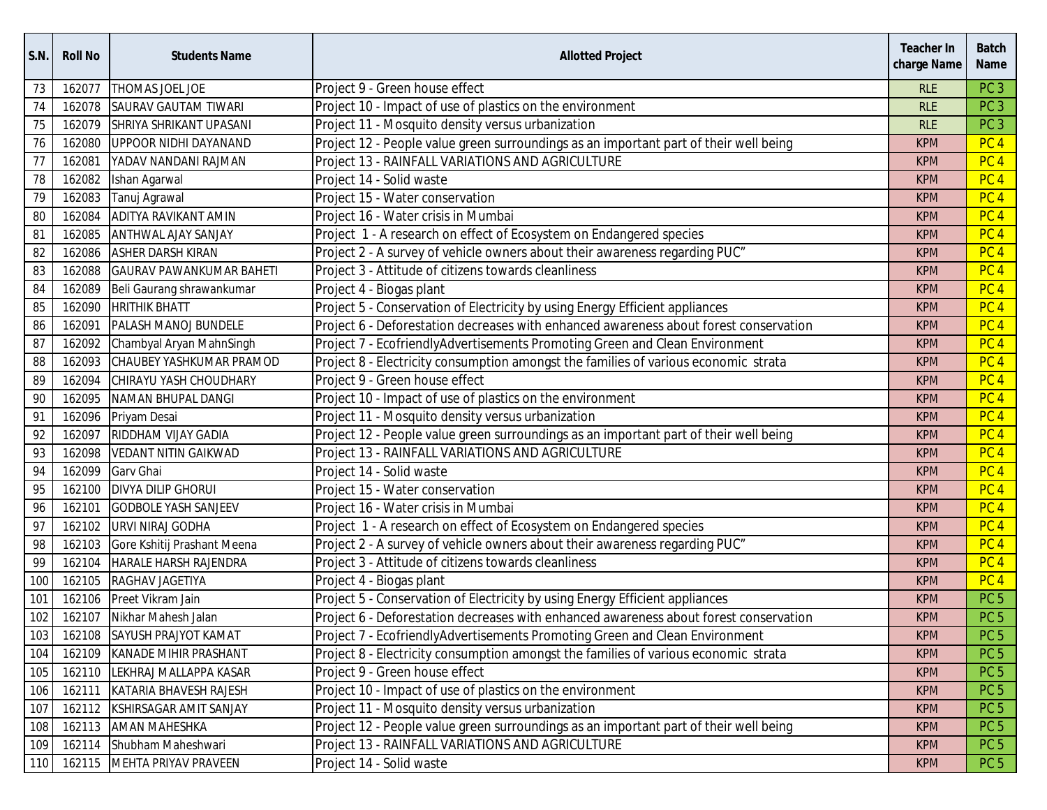| S.N. | Roll No | Students Name | Allotted Project | Teacher In charge Name | Batch Name |
|---|---|---|---|---|---|
| 73 | 162077 | THOMAS JOEL JOE | Project 9 - Green house effect | RLE | PC 3 |
| 74 | 162078 | SAURAV GAUTAM TIWARI | Project 10 - Impact of use of plastics on the environment | RLE | PC 3 |
| 75 | 162079 | SHRIYA SHRIKANT UPASANI | Project 11 - Mosquito density versus urbanization | RLE | PC 3 |
| 76 | 162080 | UPPOOR NIDHI DAYANAND | Project 12 - People value green surroundings as an important part of their well being | KPM | PC 4 |
| 77 | 162081 | YADAV NANDANI RAJMAN | Project 13 - RAINFALL VARIATIONS AND AGRICULTURE | KPM | PC 4 |
| 78 | 162082 | Ishan Agarwal | Project 14 - Solid waste | KPM | PC 4 |
| 79 | 162083 | Tanuj Agrawal | Project 15 - Water conservation | KPM | PC 4 |
| 80 | 162084 | ADITYA RAVIKANT AMIN | Project 16 - Water crisis in Mumbai | KPM | PC 4 |
| 81 | 162085 | ANTHWAL AJAY SANJAY | Project 1 - A research on effect of Ecosystem on Endangered species | KPM | PC 4 |
| 82 | 162086 | ASHER DARSH KIRAN | Project 2 - A survey of vehicle owners about their awareness regarding PUC" | KPM | PC 4 |
| 83 | 162088 | GAURAV PAWANKUMAR BAHETI | Project 3 - Attitude of citizens towards cleanliness | KPM | PC 4 |
| 84 | 162089 | Beli Gaurang shrawankumar | Project 4 - Biogas plant | KPM | PC 4 |
| 85 | 162090 | HRITHIK BHATT | Project 5 - Conservation of Electricity by using Energy Efficient appliances | KPM | PC 4 |
| 86 | 162091 | PALASH MANOJ BUNDELE | Project 6 - Deforestation decreases with enhanced awareness about forest conservation | KPM | PC 4 |
| 87 | 162092 | Chambyal Aryan MahnSingh | Project 7 - EcofriendlyAdvertisements Promoting Green and Clean Environment | KPM | PC 4 |
| 88 | 162093 | CHAUBEY YASHKUMAR PRAMOD | Project 8 - Electricity consumption amongst the families of various economic strata | KPM | PC 4 |
| 89 | 162094 | CHIRAYU YASH CHOUDHARY | Project 9 - Green house effect | KPM | PC 4 |
| 90 | 162095 | NAMAN BHUPAL DANGI | Project 10 - Impact of use of plastics on the environment | KPM | PC 4 |
| 91 | 162096 | Priyam Desai | Project 11 - Mosquito density versus urbanization | KPM | PC 4 |
| 92 | 162097 | RIDDHAM VIJAY GADIA | Project 12 - People value green surroundings as an important part of their well being | KPM | PC 4 |
| 93 | 162098 | VEDANT NITIN GAIKWAD | Project 13 - RAINFALL VARIATIONS AND AGRICULTURE | KPM | PC 4 |
| 94 | 162099 | Garv Ghai | Project 14 - Solid waste | KPM | PC 4 |
| 95 | 162100 | DIVYA DILIP GHORUI | Project 15 - Water conservation | KPM | PC 4 |
| 96 | 162101 | GODBOLE YASH SANJEEV | Project 16 - Water crisis in Mumbai | KPM | PC 4 |
| 97 | 162102 | URVI NIRAJ GODHA | Project 1 - A research on effect of Ecosystem on Endangered species | KPM | PC 4 |
| 98 | 162103 | Gore Kshitij Prashant Meena | Project 2 - A survey of vehicle owners about their awareness regarding PUC" | KPM | PC 4 |
| 99 | 162104 | HARALE HARSH RAJENDRA | Project 3 - Attitude of citizens towards cleanliness | KPM | PC 4 |
| 100 | 162105 | RAGHAV JAGETIYA | Project 4 - Biogas plant | KPM | PC 4 |
| 101 | 162106 | Preet Vikram Jain | Project 5 - Conservation of Electricity by using Energy Efficient appliances | KPM | PC 5 |
| 102 | 162107 | Nikhar Mahesh Jalan | Project 6 - Deforestation decreases with enhanced awareness about forest conservation | KPM | PC 5 |
| 103 | 162108 | SAYUSH PRAJYOT KAMAT | Project 7 - EcofriendlyAdvertisements Promoting Green and Clean Environment | KPM | PC 5 |
| 104 | 162109 | KANADE MIHIR PRASHANT | Project 8 - Electricity consumption amongst the families of various economic strata | KPM | PC 5 |
| 105 | 162110 | LEKHRAJ MALLAPPA KASAR | Project 9 - Green house effect | KPM | PC 5 |
| 106 | 162111 | KATARIA BHAVESH RAJESH | Project 10 - Impact of use of plastics on the environment | KPM | PC 5 |
| 107 | 162112 | KSHIRSAGAR AMIT SANJAY | Project 11 - Mosquito density versus urbanization | KPM | PC 5 |
| 108 | 162113 | AMAN MAHESHKA | Project 12 - People value green surroundings as an important part of their well being | KPM | PC 5 |
| 109 | 162114 | Shubham Maheshwari | Project 13 - RAINFALL VARIATIONS AND AGRICULTURE | KPM | PC 5 |
| 110 | 162115 | MEHTA PRIYAV PRAVEEN | Project 14 - Solid waste | KPM | PC 5 |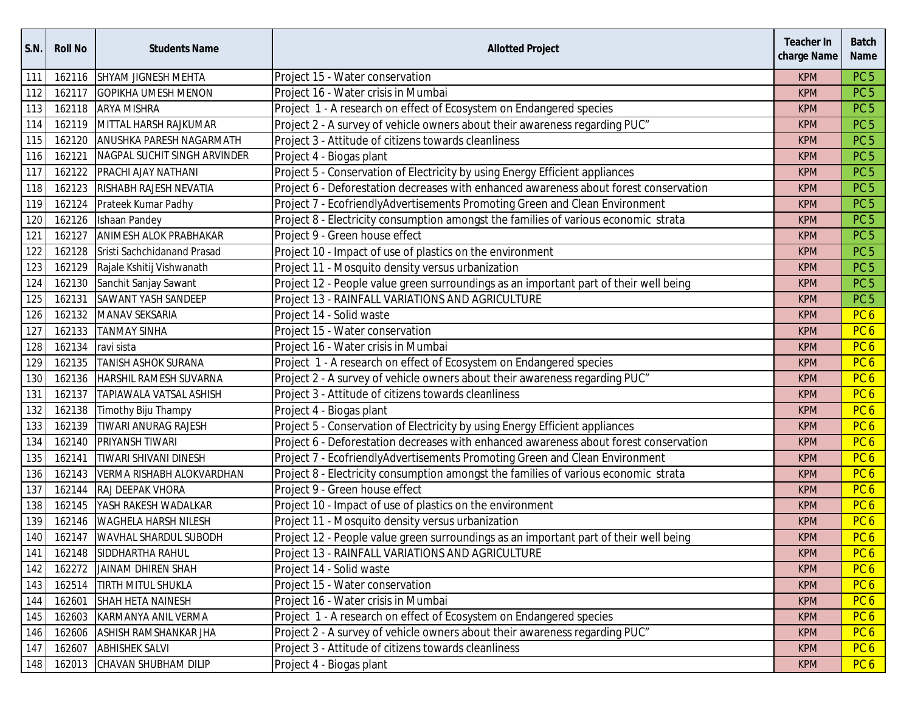| S.N. | Roll No | Students Name | Allotted Project | Teacher In charge Name | Batch Name |
|---|---|---|---|---|---|
| 111 | 162116 | SHYAM JIGNESH MEHTA | Project 15 - Water conservation | KPM | PC 5 |
| 112 | 162117 | GOPIKHA UMESH MENON | Project 16 - Water crisis in Mumbai | KPM | PC 5 |
| 113 | 162118 | ARYA MISHRA | Project 1 - A research on effect of Ecosystem on Endangered species | KPM | PC 5 |
| 114 | 162119 | MITTAL HARSH RAJKUMAR | Project 2 - A survey of vehicle owners about their awareness regarding PUC" | KPM | PC 5 |
| 115 | 162120 | ANUSHKA PARESH NAGARMATH | Project 3 - Attitude of citizens towards cleanliness | KPM | PC 5 |
| 116 | 162121 | NAGPAL SUCHIT SINGH ARVINDER | Project 4 - Biogas plant | KPM | PC 5 |
| 117 | 162122 | PRACHI AJAY NATHANI | Project 5 - Conservation of Electricity by using Energy Efficient appliances | KPM | PC 5 |
| 118 | 162123 | RISHABH RAJESH NEVATIA | Project 6 - Deforestation decreases with enhanced awareness about forest conservation | KPM | PC 5 |
| 119 | 162124 | Prateek Kumar Padhy | Project 7 - EcofriendlyAdvertisements Promoting Green and Clean Environment | KPM | PC 5 |
| 120 | 162126 | Ishaan Pandey | Project 8 - Electricity consumption amongst the families of various economic strata | KPM | PC 5 |
| 121 | 162127 | ANIMESH ALOK PRABHAKAR | Project 9 - Green house effect | KPM | PC 5 |
| 122 | 162128 | Sristi Sachchidanand Prasad | Project 10 - Impact of use of plastics on the environment | KPM | PC 5 |
| 123 | 162129 | Rajale Kshitij Vishwanath | Project 11 - Mosquito density versus urbanization | KPM | PC 5 |
| 124 | 162130 | Sanchit Sanjay Sawant | Project 12 - People value green surroundings as an important part of their well being | KPM | PC 5 |
| 125 | 162131 | SAWANT YASH SANDEEP | Project 13 - RAINFALL VARIATIONS AND AGRICULTURE | KPM | PC 5 |
| 126 | 162132 | MANAV SEKSARIA | Project 14 - Solid waste | KPM | PC 6 |
| 127 | 162133 | TANMAY SINHA | Project 15 - Water conservation | KPM | PC 6 |
| 128 | 162134 | ravi sista | Project 16 - Water crisis in Mumbai | KPM | PC 6 |
| 129 | 162135 | TANISH ASHOK SURANA | Project 1 - A research on effect of Ecosystem on Endangered species | KPM | PC 6 |
| 130 | 162136 | HARSHIL RAMESH SUVARNA | Project 2 - A survey of vehicle owners about their awareness regarding PUC" | KPM | PC 6 |
| 131 | 162137 | TAPIAWALA VATSAL ASHISH | Project 3 - Attitude of citizens towards cleanliness | KPM | PC 6 |
| 132 | 162138 | Timothy Biju Thampy | Project 4 - Biogas plant | KPM | PC 6 |
| 133 | 162139 | TIWARI ANURAG RAJESH | Project 5 - Conservation of Electricity by using Energy Efficient appliances | KPM | PC 6 |
| 134 | 162140 | PRIYANSH TIWARI | Project 6 - Deforestation decreases with enhanced awareness about forest conservation | KPM | PC 6 |
| 135 | 162141 | TIWARI SHIVANI DINESH | Project 7 - EcofriendlyAdvertisements Promoting Green and Clean Environment | KPM | PC 6 |
| 136 | 162143 | VERMA RISHABH ALOKVARDHAN | Project 8 - Electricity consumption amongst the families of various economic strata | KPM | PC 6 |
| 137 | 162144 | RAJ DEEPAK VHORA | Project 9 - Green house effect | KPM | PC 6 |
| 138 | 162145 | YASH RAKESH WADALKAR | Project 10 - Impact of use of plastics on the environment | KPM | PC 6 |
| 139 | 162146 | WAGHELA HARSH NILESH | Project 11 - Mosquito density versus urbanization | KPM | PC 6 |
| 140 | 162147 | WAVHAL SHARDUL SUBODH | Project 12 - People value green surroundings as an important part of their well being | KPM | PC 6 |
| 141 | 162148 | SIDDHARTHA RAHUL | Project 13 - RAINFALL VARIATIONS AND AGRICULTURE | KPM | PC 6 |
| 142 | 162272 | JAINAM DHIREN SHAH | Project 14 - Solid waste | KPM | PC 6 |
| 143 | 162514 | TIRTH MITUL SHUKLA | Project 15 - Water conservation | KPM | PC 6 |
| 144 | 162601 | SHAH HETA NAINESH | Project 16 - Water crisis in Mumbai | KPM | PC 6 |
| 145 | 162603 | KARMANYA ANIL VERMA | Project 1 - A research on effect of Ecosystem on Endangered species | KPM | PC 6 |
| 146 | 162606 | ASHISH RAMSHANKAR JHA | Project 2 - A survey of vehicle owners about their awareness regarding PUC" | KPM | PC 6 |
| 147 | 162607 | ABHISHEK SALVI | Project 3 - Attitude of citizens towards cleanliness | KPM | PC 6 |
| 148 | 162013 | CHAVAN SHUBHAM DILIP | Project 4 - Biogas plant | KPM | PC 6 |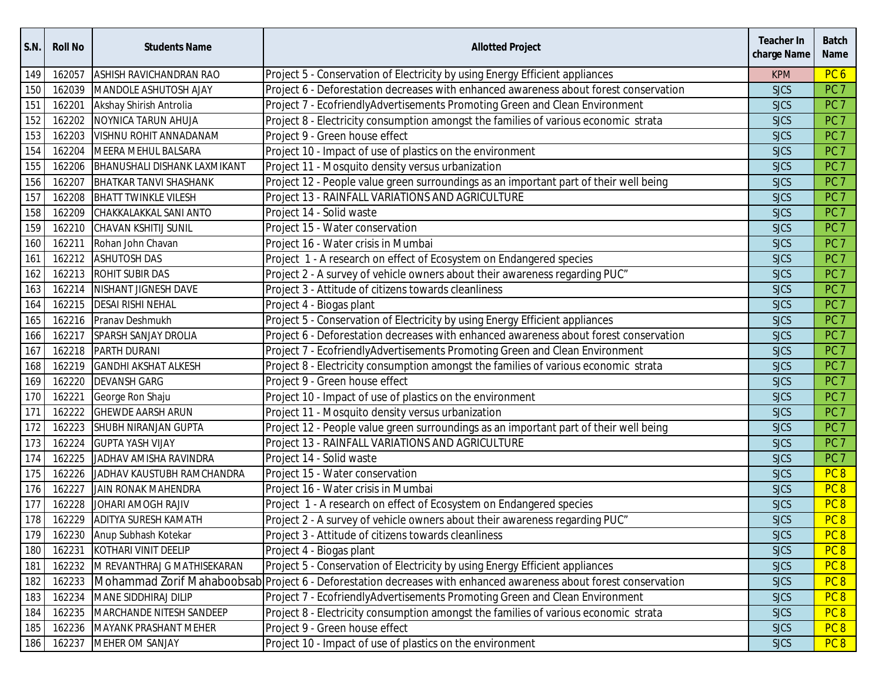| S.N. | Roll No | Students Name | Allotted Project | Teacher In charge Name | Batch Name |
|---|---|---|---|---|---|
| 149 | 162057 | ASHISH RAVICHANDRAN RAO | Project 5 - Conservation of Electricity by using Energy Efficient appliances | KPM | PC 6 |
| 150 | 162039 | MANDOLE ASHUTOSH AJAY | Project 6 - Deforestation decreases with enhanced awareness about forest conservation | SJCS | PC 7 |
| 151 | 162201 | Akshay Shirish Antrolia | Project 7 - EcofriendlyAdvertisements Promoting Green and Clean Environment | SJCS | PC 7 |
| 152 | 162202 | NOYNICA TARUN AHUJA | Project 8 - Electricity consumption amongst the families of various economic strata | SJCS | PC 7 |
| 153 | 162203 | VISHNU ROHIT ANNADANAM | Project 9 - Green house effect | SJCS | PC 7 |
| 154 | 162204 | MEERA MEHUL BALSARA | Project 10 - Impact of use of plastics on the environment | SJCS | PC 7 |
| 155 | 162206 | BHANUSHALI DISHANK LAXMIKANT | Project 11 - Mosquito density versus urbanization | SJCS | PC 7 |
| 156 | 162207 | BHATKAR TANVI SHASHANK | Project 12 - People value green surroundings as an important part of their well being | SJCS | PC 7 |
| 157 | 162208 | BHATT TWINKLE VILESH | Project 13 - RAINFALL VARIATIONS AND AGRICULTURE | SJCS | PC 7 |
| 158 | 162209 | CHAKKALAKKAL SANI ANTO | Project 14 - Solid waste | SJCS | PC 7 |
| 159 | 162210 | CHAVAN KSHITIJ SUNIL | Project 15 - Water conservation | SJCS | PC 7 |
| 160 | 162211 | Rohan John Chavan | Project 16 - Water crisis in Mumbai | SJCS | PC 7 |
| 161 | 162212 | ASHUTOSH DAS | Project 1 - A research on effect of Ecosystem on Endangered species | SJCS | PC 7 |
| 162 | 162213 | ROHIT SUBIR DAS | Project 2 - A survey of vehicle owners about their awareness regarding PUC” | SJCS | PC 7 |
| 163 | 162214 | NISHANT JIGNESH DAVE | Project 3 - Attitude of citizens towards cleanliness | SJCS | PC 7 |
| 164 | 162215 | DESAI RISHI NEHAL | Project 4 - Biogas plant | SJCS | PC 7 |
| 165 | 162216 | Pranav Deshmukh | Project 5 - Conservation of Electricity by using Energy Efficient appliances | SJCS | PC 7 |
| 166 | 162217 | SPARSH SANJAY DROLIA | Project 6 - Deforestation decreases with enhanced awareness about forest conservation | SJCS | PC 7 |
| 167 | 162218 | PARTH DURANI | Project 7 - EcofriendlyAdvertisements Promoting Green and Clean Environment | SJCS | PC 7 |
| 168 | 162219 | GANDHI AKSHAT ALKESH | Project 8 - Electricity consumption amongst the families of various economic strata | SJCS | PC 7 |
| 169 | 162220 | DEVANSH GARG | Project 9 - Green house effect | SJCS | PC 7 |
| 170 | 162221 | George Ron Shaju | Project 10 - Impact of use of plastics on the environment | SJCS | PC 7 |
| 171 | 162222 | GHEWDE AARSH ARUN | Project 11 - Mosquito density versus urbanization | SJCS | PC 7 |
| 172 | 162223 | SHUBH NIRANJAN GUPTA | Project 12 - People value green surroundings as an important part of their well being | SJCS | PC 7 |
| 173 | 162224 | GUPTA YASH VIJAY | Project 13 - RAINFALL VARIATIONS AND AGRICULTURE | SJCS | PC 7 |
| 174 | 162225 | JADHAV AMISHA RAVINDRA | Project 14 - Solid waste | SJCS | PC 7 |
| 175 | 162226 | JADHAV KAUSTUBH RAMCHANDRA | Project 15 - Water conservation | SJCS | PC 8 |
| 176 | 162227 | JAIN RONAK MAHENDRA | Project 16 - Water crisis in Mumbai | SJCS | PC 8 |
| 177 | 162228 | JOHARI AMOGH RAJIV | Project 1 - A research on effect of Ecosystem on Endangered species | SJCS | PC 8 |
| 178 | 162229 | ADITYA SURESH KAMATH | Project 2 - A survey of vehicle owners about their awareness regarding PUC” | SJCS | PC 8 |
| 179 | 162230 | Anup Subhash Kotekar | Project 3 - Attitude of citizens towards cleanliness | SJCS | PC 8 |
| 180 | 162231 | KOTHARI VINIT DEELIP | Project 4 - Biogas plant | SJCS | PC 8 |
| 181 | 162232 | M REVANTHRAJ G MATHISEKARAN | Project 5 - Conservation of Electricity by using Energy Efficient appliances | SJCS | PC 8 |
| 182 | 162233 | Mohammad Zorif Mahaboobsab | Project 6 - Deforestation decreases with enhanced awareness about forest conservation | SJCS | PC 8 |
| 183 | 162234 | MANE SIDDHIRAJ DILIP | Project 7 - EcofriendlyAdvertisements Promoting Green and Clean Environment | SJCS | PC 8 |
| 184 | 162235 | MARCHANDE NITESH SANDEEP | Project 8 - Electricity consumption amongst the families of various economic strata | SJCS | PC 8 |
| 185 | 162236 | MAYANK PRASHANT MEHER | Project 9 - Green house effect | SJCS | PC 8 |
| 186 | 162237 | MEHER OM SANJAY | Project 10 - Impact of use of plastics on the environment | SJCS | PC 8 |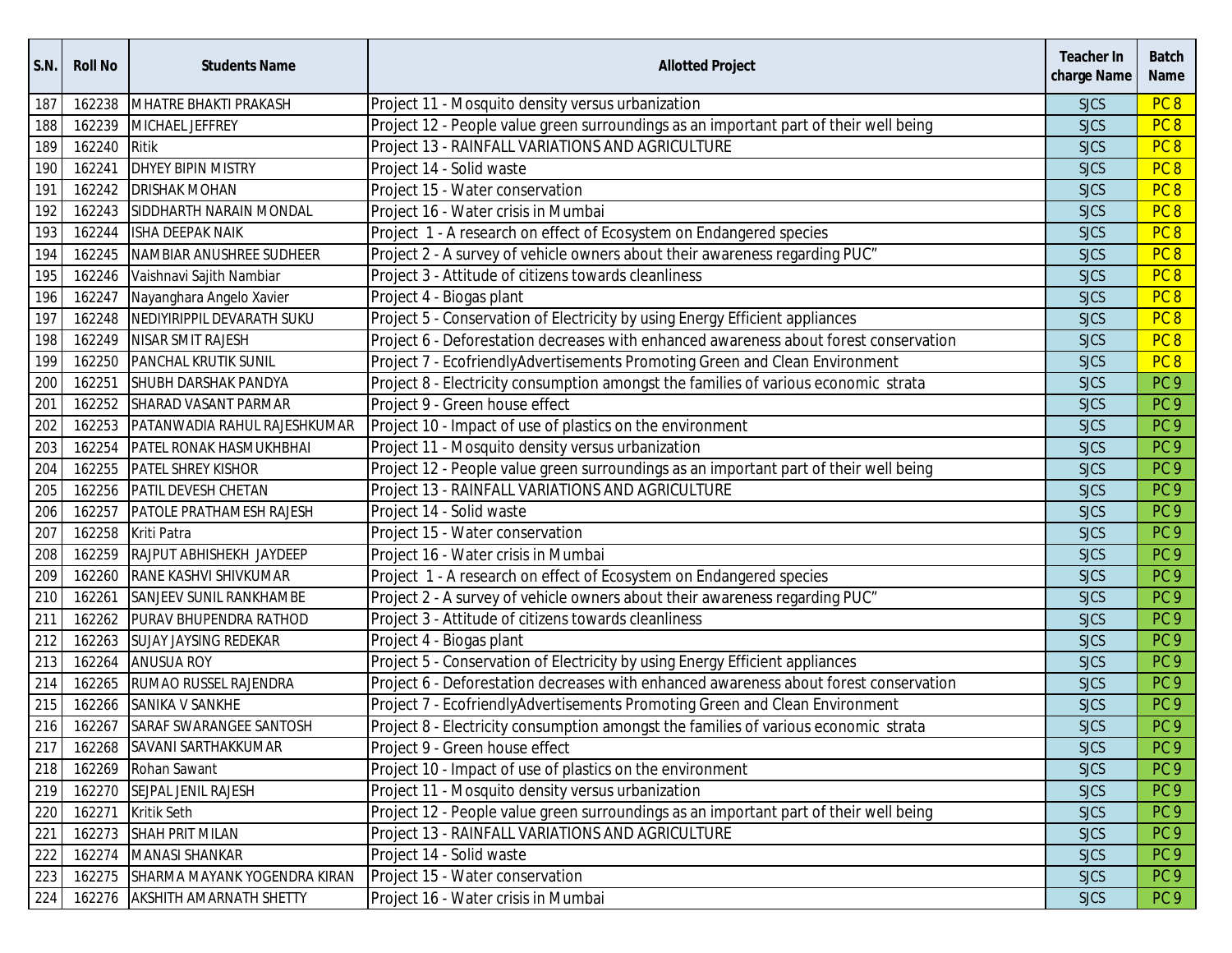| S.N. | Roll No | Students Name | Allotted Project | Teacher In charge Name | Batch Name |
|---|---|---|---|---|---|
| 187 | 162238 | MHATRE BHAKTI PRAKASH | Project 11 - Mosquito density versus urbanization | SJCS | PC 8 |
| 188 | 162239 | MICHAEL JEFFREY | Project 12 - People value green surroundings as an important part of their well being | SJCS | PC 8 |
| 189 | 162240 | Ritik | Project 13 - RAINFALL VARIATIONS AND AGRICULTURE | SJCS | PC 8 |
| 190 | 162241 | DHYEY BIPIN MISTRY | Project 14 - Solid waste | SJCS | PC 8 |
| 191 | 162242 | DRISHAK MOHAN | Project 15 - Water conservation | SJCS | PC 8 |
| 192 | 162243 | SIDDHARTH NARAIN MONDAL | Project 16 - Water crisis in Mumbai | SJCS | PC 8 |
| 193 | 162244 | ISHA DEEPAK NAIK | Project 1 - A research on effect of Ecosystem on Endangered species | SJCS | PC 8 |
| 194 | 162245 | NAMBIAR ANUSHREE SUDHEER | Project 2 - A survey of vehicle owners about their awareness regarding PUC" | SJCS | PC 8 |
| 195 | 162246 | Vaishnavi Sajith Nambiar | Project 3 - Attitude of citizens towards cleanliness | SJCS | PC 8 |
| 196 | 162247 | Nayanghara Angelo Xavier | Project 4 - Biogas plant | SJCS | PC 8 |
| 197 | 162248 | NEDIYIRIPPIL DEVARATH SUKU | Project 5 - Conservation of Electricity by using Energy Efficient appliances | SJCS | PC 8 |
| 198 | 162249 | NISAR SMIT RAJESH | Project 6 - Deforestation decreases with enhanced awareness about forest conservation | SJCS | PC 8 |
| 199 | 162250 | PANCHAL KRUTIK SUNIL | Project 7 - EcofriendlyAdvertisements Promoting Green and Clean Environment | SJCS | PC 8 |
| 200 | 162251 | SHUBH DARSHAK PANDYA | Project 8 - Electricity consumption amongst the families of various economic strata | SJCS | PC 9 |
| 201 | 162252 | SHARAD VASANT PARMAR | Project 9 - Green house effect | SJCS | PC 9 |
| 202 | 162253 | PATANWADIA RAHUL RAJESHKUMAR | Project 10 - Impact of use of plastics on the environment | SJCS | PC 9 |
| 203 | 162254 | PATEL RONAK HASMUKHBHAI | Project 11 - Mosquito density versus urbanization | SJCS | PC 9 |
| 204 | 162255 | PATEL SHREY KISHOR | Project 12 - People value green surroundings as an important part of their well being | SJCS | PC 9 |
| 205 | 162256 | PATIL DEVESH CHETAN | Project 13 - RAINFALL VARIATIONS AND AGRICULTURE | SJCS | PC 9 |
| 206 | 162257 | PATOLE PRATHAMESH RAJESH | Project 14 - Solid waste | SJCS | PC 9 |
| 207 | 162258 | Kriti Patra | Project 15 - Water conservation | SJCS | PC 9 |
| 208 | 162259 | RAJPUT ABHISHEKH JAYDEEP | Project 16 - Water crisis in Mumbai | SJCS | PC 9 |
| 209 | 162260 | RANE KASHVI SHIVKUMAR | Project 1 - A research on effect of Ecosystem on Endangered species | SJCS | PC 9 |
| 210 | 162261 | SANJEEV SUNIL RANKHAMBE | Project 2 - A survey of vehicle owners about their awareness regarding PUC" | SJCS | PC 9 |
| 211 | 162262 | PURAV BHUPENDRA RATHOD | Project 3 - Attitude of citizens towards cleanliness | SJCS | PC 9 |
| 212 | 162263 | SUJAY JAYSING REDEKAR | Project 4 - Biogas plant | SJCS | PC 9 |
| 213 | 162264 | ANUSUA ROY | Project 5 - Conservation of Electricity by using Energy Efficient appliances | SJCS | PC 9 |
| 214 | 162265 | RUMAO RUSSEL RAJENDRA | Project 6 - Deforestation decreases with enhanced awareness about forest conservation | SJCS | PC 9 |
| 215 | 162266 | SANIKA V SANKHE | Project 7 - EcofriendlyAdvertisements Promoting Green and Clean Environment | SJCS | PC 9 |
| 216 | 162267 | SARAF SWARANGEE SANTOSH | Project 8 - Electricity consumption amongst the families of various economic strata | SJCS | PC 9 |
| 217 | 162268 | SAVANI SARTHAKKUMAR | Project 9 - Green house effect | SJCS | PC 9 |
| 218 | 162269 | Rohan Sawant | Project 10 - Impact of use of plastics on the environment | SJCS | PC 9 |
| 219 | 162270 | SEJPAL JENIL RAJESH | Project 11 - Mosquito density versus urbanization | SJCS | PC 9 |
| 220 | 162271 | Kritik Seth | Project 12 - People value green surroundings as an important part of their well being | SJCS | PC 9 |
| 221 | 162273 | SHAH PRIT MILAN | Project 13 - RAINFALL VARIATIONS AND AGRICULTURE | SJCS | PC 9 |
| 222 | 162274 | MANASI SHANKAR | Project 14 - Solid waste | SJCS | PC 9 |
| 223 | 162275 | SHARMA MAYANK YOGENDRA KIRAN | Project 15 - Water conservation | SJCS | PC 9 |
| 224 | 162276 | AKSHITH AMARNATH SHETTY | Project 16 - Water crisis in Mumbai | SJCS | PC 9 |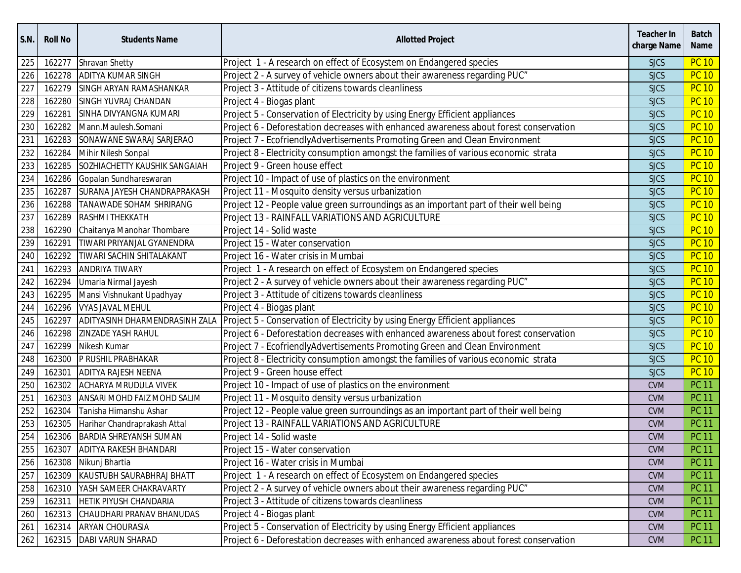| S.N. | Roll No | Students Name | Allotted Project | Teacher In charge Name | Batch Name |
|---|---|---|---|---|---|
| 225 | 162277 | Shravan Shetty | Project  1 - A research on effect of Ecosystem on Endangered species | SJCS | PC 10 |
| 226 | 162278 | ADITYA KUMAR SINGH | Project 2 - A survey of vehicle owners about their awareness regarding PUC" | SJCS | PC 10 |
| 227 | 162279 | SINGH ARYAN RAMASHANKAR | Project 3 - Attitude of citizens towards cleanliness | SJCS | PC 10 |
| 228 | 162280 | SINGH YUVRAJ CHANDAN | Project 4 - Biogas plant | SJCS | PC 10 |
| 229 | 162281 | SINHA DIVYANGNA KUMARI | Project 5 - Conservation of Electricity by using Energy Efficient appliances | SJCS | PC 10 |
| 230 | 162282 | Mann.Maulesh.Somani | Project 6 - Deforestation decreases with enhanced awareness about forest conservation | SJCS | PC 10 |
| 231 | 162283 | SONAWANE SWARAJ SARJERAO | Project 7 - EcofriendlyAdvertisements Promoting Green and Clean Environment | SJCS | PC 10 |
| 232 | 162284 | Mihir Nilesh Sonpal | Project 8 - Electricity consumption amongst the families of various economic  strata | SJCS | PC 10 |
| 233 | 162285 | SOZHIACHETTY KAUSHIK SANGAIAH | Project 9 - Green house effect | SJCS | PC 10 |
| 234 | 162286 | Gopalan Sundhareswaran | Project 10 - Impact of use of plastics on the environment | SJCS | PC 10 |
| 235 | 162287 | SURANA JAYESH CHANDRAPRAKASH | Project 11 - Mosquito density versus urbanization | SJCS | PC 10 |
| 236 | 162288 | TANAWADE SOHAM SHRIRANG | Project 12 - People value green surroundings as an important part of their well being | SJCS | PC 10 |
| 237 | 162289 | RASHMI THEKKATH | Project 13 - RAINFALL VARIATIONS AND AGRICULTURE | SJCS | PC 10 |
| 238 | 162290 | Chaitanya Manohar Thombare | Project 14 - Solid waste | SJCS | PC 10 |
| 239 | 162291 | TIWARI PRIYANJAL GYANENDRA | Project 15 - Water conservation | SJCS | PC 10 |
| 240 | 162292 | TIWARI SACHIN SHITALAKANT | Project 16 - Water crisis in Mumbai | SJCS | PC 10 |
| 241 | 162293 | ANDRIYA TIWARY | Project  1 - A research on effect of Ecosystem on Endangered species | SJCS | PC 10 |
| 242 | 162294 | Umaria Nirmal Jayesh | Project 2 - A survey of vehicle owners about their awareness regarding PUC" | SJCS | PC 10 |
| 243 | 162295 | Mansi Vishnukant Upadhyay | Project 3 - Attitude of citizens towards cleanliness | SJCS | PC 10 |
| 244 | 162296 | VYAS JAVAL MEHUL | Project 4 - Biogas plant | SJCS | PC 10 |
| 245 | 162297 | ADITYASINH DHARMENDRASINH ZALA | Project 5 - Conservation of Electricity by using Energy Efficient appliances | SJCS | PC 10 |
| 246 | 162298 | ZINZADE YASH RAHUL | Project 6 - Deforestation decreases with enhanced awareness about forest conservation | SJCS | PC 10 |
| 247 | 162299 | Nikesh Kumar | Project 7 - EcofriendlyAdvertisements Promoting Green and Clean Environment | SJCS | PC 10 |
| 248 | 162300 | P RUSHIL PRABHAKAR | Project 8 - Electricity consumption amongst the families of various economic  strata | SJCS | PC 10 |
| 249 | 162301 | ADITYA RAJESH NEENA | Project 9 - Green house effect | SJCS | PC 10 |
| 250 | 162302 | ACHARYA MRUDULA VIVEK | Project 10 - Impact of use of plastics on the environment | CVM | PC 11 |
| 251 | 162303 | ANSARI MOHD FAIZ MOHD SALIM | Project 11 - Mosquito density versus urbanization | CVM | PC 11 |
| 252 | 162304 | Tanisha Himanshu Ashar | Project 12 - People value green surroundings as an important part of their well being | CVM | PC 11 |
| 253 | 162305 | Harihar Chandraprakash Attal | Project 13 - RAINFALL VARIATIONS AND AGRICULTURE | CVM | PC 11 |
| 254 | 162306 | BARDIA SHREYANSH SUMAN | Project 14 - Solid waste | CVM | PC 11 |
| 255 | 162307 | ADITYA RAKESH BHANDARI | Project 15 - Water conservation | CVM | PC 11 |
| 256 | 162308 | Nikunj Bhartia | Project 16 - Water crisis in Mumbai | CVM | PC 11 |
| 257 | 162309 | KAUSTUBH SAURABHRAJ BHATT | Project  1 - A research on effect of Ecosystem on Endangered species | CVM | PC 11 |
| 258 | 162310 | YASH SAMEER CHAKRAVARTY | Project 2 - A survey of vehicle owners about their awareness regarding PUC" | CVM | PC 11 |
| 259 | 162311 | HETIK PIYUSH CHANDARIA | Project 3 - Attitude of citizens towards cleanliness | CVM | PC 11 |
| 260 | 162313 | CHAUDHARI PRANAV BHANUDAS | Project 4 - Biogas plant | CVM | PC 11 |
| 261 | 162314 | ARYAN CHOURASIA | Project 5 - Conservation of Electricity by using Energy Efficient appliances | CVM | PC 11 |
| 262 | 162315 | DABI VARUN SHARAD | Project 6 - Deforestation decreases with enhanced awareness about forest conservation | CVM | PC 11 |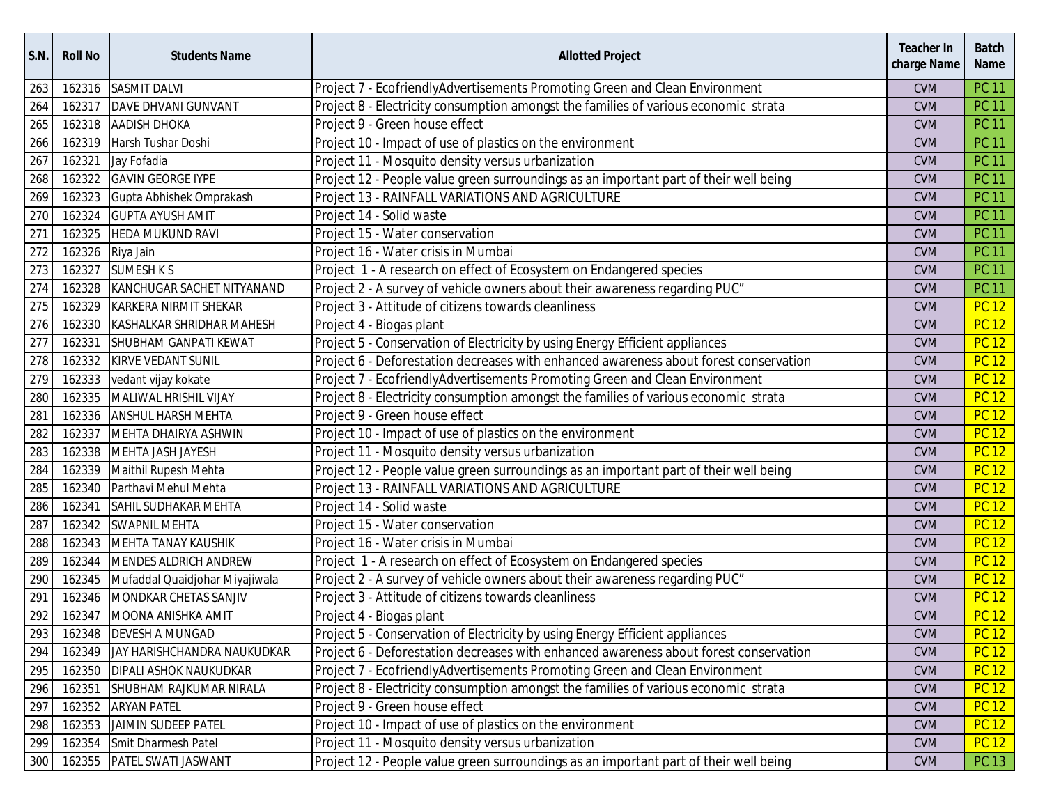| S.N. | Roll No | Students Name | Allotted Project | Teacher In charge Name | Batch Name |
|---|---|---|---|---|---|
| 263 | 162316 | SASMIT DALVI | Project 7 - EcofriendlyAdvertisements Promoting Green and Clean Environment | CVM | PC 11 |
| 264 | 162317 | DAVE DHVANI GUNVANT | Project 8 - Electricity consumption amongst the families of various economic strata | CVM | PC 11 |
| 265 | 162318 | AADISH DHOKA | Project 9 - Green house effect | CVM | PC 11 |
| 266 | 162319 | Harsh Tushar Doshi | Project 10 - Impact of use of plastics on the environment | CVM | PC 11 |
| 267 | 162321 | Jay Fofadia | Project 11 - Mosquito density versus urbanization | CVM | PC 11 |
| 268 | 162322 | GAVIN GEORGE IYPE | Project 12 - People value green surroundings as an important part of their well being | CVM | PC 11 |
| 269 | 162323 | Gupta Abhishek Omprakash | Project 13 - RAINFALL VARIATIONS AND AGRICULTURE | CVM | PC 11 |
| 270 | 162324 | GUPTA AYUSH AMIT | Project 14 - Solid waste | CVM | PC 11 |
| 271 | 162325 | HEDA MUKUND RAVI | Project 15 - Water conservation | CVM | PC 11 |
| 272 | 162326 | Riya Jain | Project 16 - Water crisis in Mumbai | CVM | PC 11 |
| 273 | 162327 | SUMESH K S | Project 1 - A research on effect of Ecosystem on Endangered species | CVM | PC 11 |
| 274 | 162328 | KANCHUGAR SACHET NITYANAND | Project 2 - A survey of vehicle owners about their awareness regarding PUC" | CVM | PC 11 |
| 275 | 162329 | KARKERA NIRMIT SHEKAR | Project 3 - Attitude of citizens towards cleanliness | CVM | PC 12 |
| 276 | 162330 | KASHALKAR SHRIDHAR MAHESH | Project 4 - Biogas plant | CVM | PC 12 |
| 277 | 162331 | SHUBHAM GANPATI KEWAT | Project 5 - Conservation of Electricity by using Energy Efficient appliances | CVM | PC 12 |
| 278 | 162332 | KIRVE VEDANT SUNIL | Project 6 - Deforestation decreases with enhanced awareness about forest conservation | CVM | PC 12 |
| 279 | 162333 | vedant vijay kokate | Project 7 - EcofriendlyAdvertisements Promoting Green and Clean Environment | CVM | PC 12 |
| 280 | 162335 | MALIWAL HRISHIL VIJAY | Project 8 - Electricity consumption amongst the families of various economic strata | CVM | PC 12 |
| 281 | 162336 | ANSHUL HARSH MEHTA | Project 9 - Green house effect | CVM | PC 12 |
| 282 | 162337 | MEHTA DHAIRYA ASHWIN | Project 10 - Impact of use of plastics on the environment | CVM | PC 12 |
| 283 | 162338 | MEHTA JASH JAYESH | Project 11 - Mosquito density versus urbanization | CVM | PC 12 |
| 284 | 162339 | Maithil Rupesh Mehta | Project 12 - People value green surroundings as an important part of their well being | CVM | PC 12 |
| 285 | 162340 | Parthavi Mehul Mehta | Project 13 - RAINFALL VARIATIONS AND AGRICULTURE | CVM | PC 12 |
| 286 | 162341 | SAHIL SUDHAKAR MEHTA | Project 14 - Solid waste | CVM | PC 12 |
| 287 | 162342 | SWAPNIL MEHTA | Project 15 - Water conservation | CVM | PC 12 |
| 288 | 162343 | MEHTA TANAY KAUSHIK | Project 16 - Water crisis in Mumbai | CVM | PC 12 |
| 289 | 162344 | MENDES ALDRICH ANDREW | Project 1 - A research on effect of Ecosystem on Endangered species | CVM | PC 12 |
| 290 | 162345 | Mufaddal Quaidjohar Miyajiwala | Project 2 - A survey of vehicle owners about their awareness regarding PUC" | CVM | PC 12 |
| 291 | 162346 | MONDKAR CHETAS SANJIV | Project 3 - Attitude of citizens towards cleanliness | CVM | PC 12 |
| 292 | 162347 | MOONA ANISHKA AMIT | Project 4 - Biogas plant | CVM | PC 12 |
| 293 | 162348 | DEVESH A MUNGAD | Project 5 - Conservation of Electricity by using Energy Efficient appliances | CVM | PC 12 |
| 294 | 162349 | JAY HARISHCHANDRA NAUKUDKAR | Project 6 - Deforestation decreases with enhanced awareness about forest conservation | CVM | PC 12 |
| 295 | 162350 | DIPALI ASHOK NAUKUDKAR | Project 7 - EcofriendlyAdvertisements Promoting Green and Clean Environment | CVM | PC 12 |
| 296 | 162351 | SHUBHAM RAJKUMAR NIRALA | Project 8 - Electricity consumption amongst the families of various economic strata | CVM | PC 12 |
| 297 | 162352 | ARYAN PATEL | Project 9 - Green house effect | CVM | PC 12 |
| 298 | 162353 | JAIMIN SUDEEP PATEL | Project 10 - Impact of use of plastics on the environment | CVM | PC 12 |
| 299 | 162354 | Smit Dharmesh Patel | Project 11 - Mosquito density versus urbanization | CVM | PC 12 |
| 300 | 162355 | PATEL SWATI JASWANT | Project 12 - People value green surroundings as an important part of their well being | CVM | PC 13 |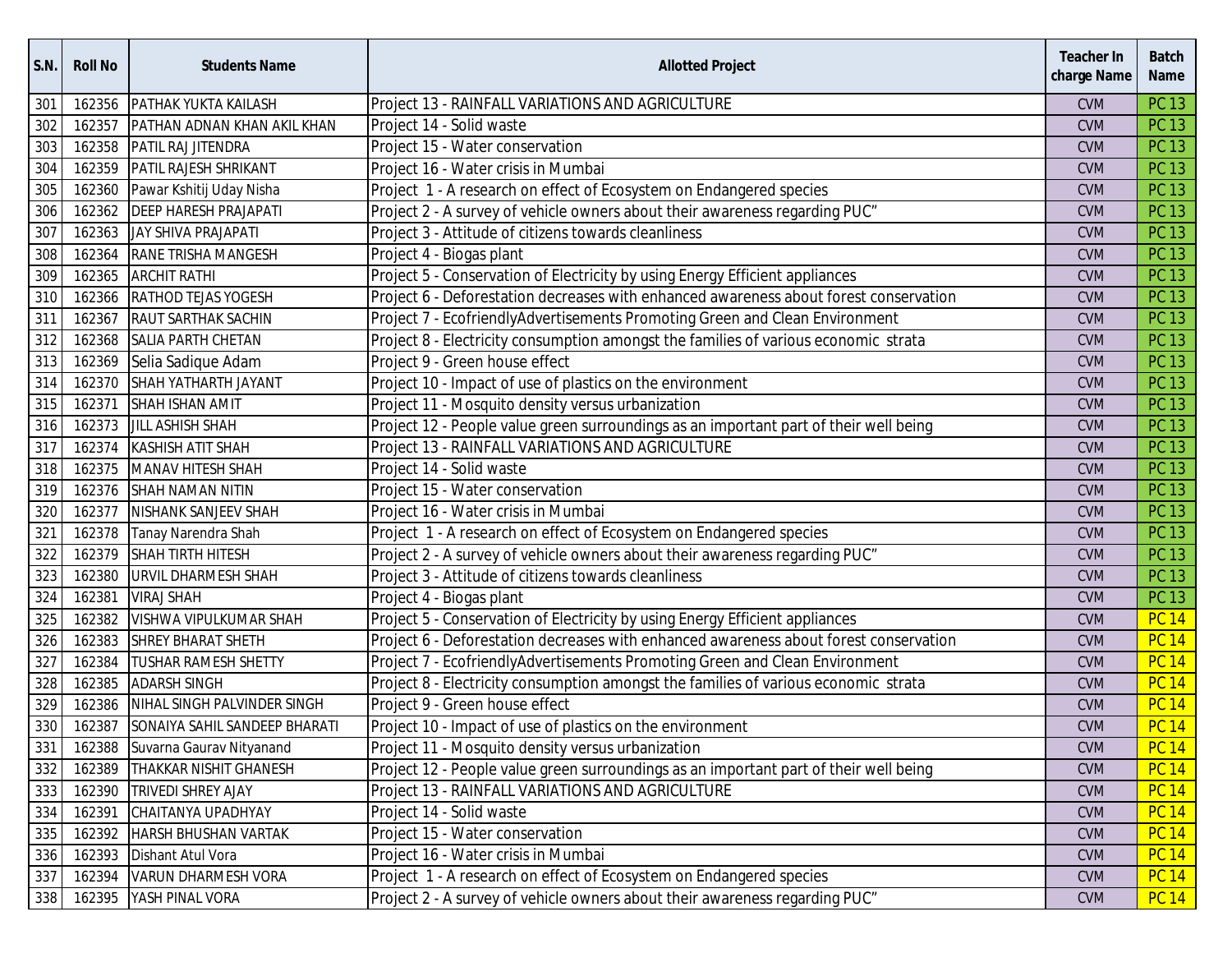| S.N. | Roll No | Students Name | Allotted Project | Teacher In charge Name | Batch Name |
|---|---|---|---|---|---|
| 301 | 162356 | PATHAK YUKTA KAILASH | Project 13 - RAINFALL VARIATIONS AND AGRICULTURE | CVM | PC 13 |
| 302 | 162357 | PATHAN ADNAN KHAN AKIL KHAN | Project 14 - Solid waste | CVM | PC 13 |
| 303 | 162358 | PATIL RAJ JITENDRA | Project 15 - Water conservation | CVM | PC 13 |
| 304 | 162359 | PATIL RAJESH SHRIKANT | Project 16 - Water crisis in Mumbai | CVM | PC 13 |
| 305 | 162360 | Pawar Kshitij Uday Nisha | Project 1 - A research on effect of Ecosystem on Endangered species | CVM | PC 13 |
| 306 | 162362 | DEEP HARESH PRAJAPATI | Project 2 - A survey of vehicle owners about their awareness regarding PUC" | CVM | PC 13 |
| 307 | 162363 | JAY SHIVA PRAJAPATI | Project 3 - Attitude of citizens towards cleanliness | CVM | PC 13 |
| 308 | 162364 | RANE TRISHA MANGESH | Project 4 - Biogas plant | CVM | PC 13 |
| 309 | 162365 | ARCHIT RATHI | Project 5 - Conservation of Electricity by using Energy Efficient appliances | CVM | PC 13 |
| 310 | 162366 | RATHOD TEJAS YOGESH | Project 6 - Deforestation decreases with enhanced awareness about forest conservation | CVM | PC 13 |
| 311 | 162367 | RAUT SARTHAK SACHIN | Project 7 - EcofriendlyAdvertisements Promoting Green and Clean Environment | CVM | PC 13 |
| 312 | 162368 | SALIA PARTH CHETAN | Project 8 - Electricity consumption amongst the families of various economic strata | CVM | PC 13 |
| 313 | 162369 | Selia Sadique Adam | Project 9 - Green house effect | CVM | PC 13 |
| 314 | 162370 | SHAH YATHARTH JAYANT | Project 10 - Impact of use of plastics on the environment | CVM | PC 13 |
| 315 | 162371 | SHAH ISHAN AMIT | Project 11 - Mosquito density versus urbanization | CVM | PC 13 |
| 316 | 162373 | JILL ASHISH SHAH | Project 12 - People value green surroundings as an important part of their well being | CVM | PC 13 |
| 317 | 162374 | KASHISH ATIT SHAH | Project 13 - RAINFALL VARIATIONS AND AGRICULTURE | CVM | PC 13 |
| 318 | 162375 | MANAV HITESH SHAH | Project 14 - Solid waste | CVM | PC 13 |
| 319 | 162376 | SHAH NAMAN NITIN | Project 15 - Water conservation | CVM | PC 13 |
| 320 | 162377 | NISHANK SANJEEV SHAH | Project 16 - Water crisis in Mumbai | CVM | PC 13 |
| 321 | 162378 | Tanay Narendra Shah | Project 1 - A research on effect of Ecosystem on Endangered species | CVM | PC 13 |
| 322 | 162379 | SHAH TIRTH HITESH | Project 2 - A survey of vehicle owners about their awareness regarding PUC" | CVM | PC 13 |
| 323 | 162380 | URVIL DHARMESH SHAH | Project 3 - Attitude of citizens towards cleanliness | CVM | PC 13 |
| 324 | 162381 | VIRAJ SHAH | Project 4 - Biogas plant | CVM | PC 13 |
| 325 | 162382 | VISHWA VIPULKUMAR SHAH | Project 5 - Conservation of Electricity by using Energy Efficient appliances | CVM | PC 14 |
| 326 | 162383 | SHREY BHARAT SHETH | Project 6 - Deforestation decreases with enhanced awareness about forest conservation | CVM | PC 14 |
| 327 | 162384 | TUSHAR RAMESH SHETTY | Project 7 - EcofriendlyAdvertisements Promoting Green and Clean Environment | CVM | PC 14 |
| 328 | 162385 | ADARSH SINGH | Project 8 - Electricity consumption amongst the families of various economic strata | CVM | PC 14 |
| 329 | 162386 | NIHAL SINGH PALVINDER SINGH | Project 9 - Green house effect | CVM | PC 14 |
| 330 | 162387 | SONAIYA SAHIL SANDEEP BHARATI | Project 10 - Impact of use of plastics on the environment | CVM | PC 14 |
| 331 | 162388 | Suvarna Gaurav Nityanand | Project 11 - Mosquito density versus urbanization | CVM | PC 14 |
| 332 | 162389 | THAKKAR NISHIT GHANESH | Project 12 - People value green surroundings as an important part of their well being | CVM | PC 14 |
| 333 | 162390 | TRIVEDI SHREY AJAY | Project 13 - RAINFALL VARIATIONS AND AGRICULTURE | CVM | PC 14 |
| 334 | 162391 | CHAITANYA UPADHYAY | Project 14 - Solid waste | CVM | PC 14 |
| 335 | 162392 | HARSH BHUSHAN VARTAK | Project 15 - Water conservation | CVM | PC 14 |
| 336 | 162393 | Dishant Atul Vora | Project 16 - Water crisis in Mumbai | CVM | PC 14 |
| 337 | 162394 | VARUN DHARMESH VORA | Project 1 - A research on effect of Ecosystem on Endangered species | CVM | PC 14 |
| 338 | 162395 | YASH PINAL VORA | Project 2 - A survey of vehicle owners about their awareness regarding PUC" | CVM | PC 14 |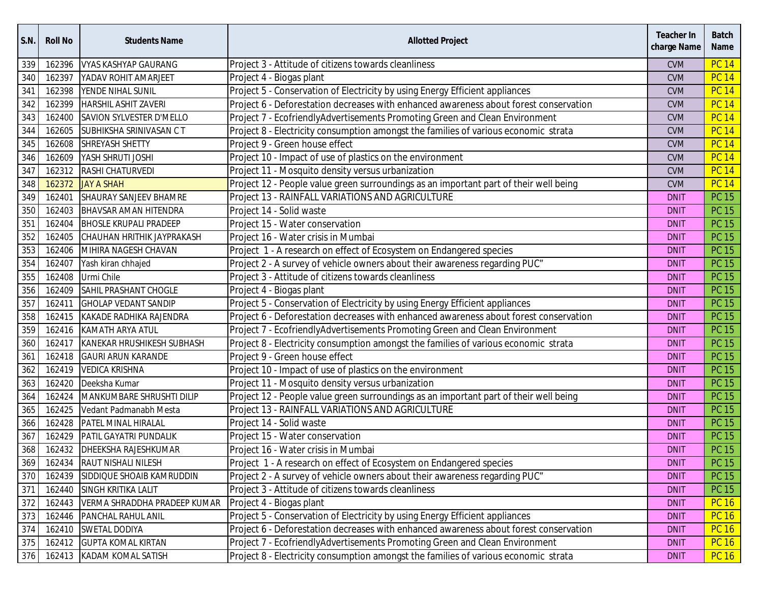| S.N. | Roll No | Students Name | Allotted Project | Teacher In charge Name | Batch Name |
|---|---|---|---|---|---|
| 339 | 162396 | VYAS KASHYAP GAURANG | Project 3 - Attitude of citizens towards cleanliness | CVM | PC 14 |
| 340 | 162397 | YADAV ROHIT AMARJEET | Project 4 - Biogas plant | CVM | PC 14 |
| 341 | 162398 | YENDE NIHAL SUNIL | Project 5 - Conservation of Electricity by using Energy Efficient appliances | CVM | PC 14 |
| 342 | 162399 | HARSHIL ASHIT ZAVERI | Project 6 - Deforestation decreases with enhanced awareness about forest conservation | CVM | PC 14 |
| 343 | 162400 | SAVION SYLVESTER D'MELLO | Project 7 - EcofriendlyAdvertisements Promoting Green and Clean Environment | CVM | PC 14 |
| 344 | 162605 | SUBHIKSHA SRINIVASAN C T | Project 8 - Electricity consumption amongst the families of various economic strata | CVM | PC 14 |
| 345 | 162608 | SHREYASH SHETTY | Project 9 - Green house effect | CVM | PC 14 |
| 346 | 162609 | YASH SHRUTI JOSHI | Project 10 - Impact of use of plastics on the environment | CVM | PC 14 |
| 347 | 162312 | RASHI CHATURVEDI | Project 11 - Mosquito density versus urbanization | CVM | PC 14 |
| 348 | 162372 | JAY A SHAH | Project 12 - People value green surroundings as an important part of their well being | CVM | PC 14 |
| 349 | 162401 | SHAURAY SANJEEV BHAMRE | Project 13 - RAINFALL VARIATIONS AND AGRICULTURE | DNIT | PC 15 |
| 350 | 162403 | BHAVSAR AMAN HITENDRA | Project 14 - Solid waste | DNIT | PC 15 |
| 351 | 162404 | BHOSLE KRUPALI PRADEEP | Project 15 - Water conservation | DNIT | PC 15 |
| 352 | 162405 | CHAUHAN HRITHIK JAYPRAKASH | Project 16 - Water crisis in Mumbai | DNIT | PC 15 |
| 353 | 162406 | MIHIRA NAGESH CHAVAN | Project 1 - A research on effect of Ecosystem on Endangered species | DNIT | PC 15 |
| 354 | 162407 | Yash kiran chhajed | Project 2 - A survey of vehicle owners about their awareness regarding PUC” | DNIT | PC 15 |
| 355 | 162408 | Urmi Chile | Project 3 - Attitude of citizens towards cleanliness | DNIT | PC 15 |
| 356 | 162409 | SAHIL PRASHANT CHOGLE | Project 4 - Biogas plant | DNIT | PC 15 |
| 357 | 162411 | GHOLAP VEDANT SANDIP | Project 5 - Conservation of Electricity by using Energy Efficient appliances | DNIT | PC 15 |
| 358 | 162415 | KAKADE RADHIKA RAJENDRA | Project 6 - Deforestation decreases with enhanced awareness about forest conservation | DNIT | PC 15 |
| 359 | 162416 | KAMATH ARYA ATUL | Project 7 - EcofriendlyAdvertisements Promoting Green and Clean Environment | DNIT | PC 15 |
| 360 | 162417 | KANEKAR HRUSHIKESH SUBHASH | Project 8 - Electricity consumption amongst the families of various economic strata | DNIT | PC 15 |
| 361 | 162418 | GAURI ARUN KARANDE | Project 9 - Green house effect | DNIT | PC 15 |
| 362 | 162419 | VEDICA KRISHNA | Project 10 - Impact of use of plastics on the environment | DNIT | PC 15 |
| 363 | 162420 | Deeksha Kumar | Project 11 - Mosquito density versus urbanization | DNIT | PC 15 |
| 364 | 162424 | MANKUMBARE SHRUSHTI DILIP | Project 12 - People value green surroundings as an important part of their well being | DNIT | PC 15 |
| 365 | 162425 | Vedant Padmanabh Mesta | Project 13 - RAINFALL VARIATIONS AND AGRICULTURE | DNIT | PC 15 |
| 366 | 162428 | PATEL MINAL HIRALAL | Project 14 - Solid waste | DNIT | PC 15 |
| 367 | 162429 | PATIL GAYATRI PUNDALIK | Project 15 - Water conservation | DNIT | PC 15 |
| 368 | 162432 | DHEEKSHA RAJESHKUMAR | Project 16 - Water crisis in Mumbai | DNIT | PC 15 |
| 369 | 162434 | RAUT NISHALI NILESH | Project 1 - A research on effect of Ecosystem on Endangered species | DNIT | PC 15 |
| 370 | 162439 | SIDDIQUE SHOAIB KAMRUDDIN | Project 2 - A survey of vehicle owners about their awareness regarding PUC” | DNIT | PC 15 |
| 371 | 162440 | SINGH KRITIKA LALIT | Project 3 - Attitude of citizens towards cleanliness | DNIT | PC 15 |
| 372 | 162443 | VERMA SHRADDHA PRADEEP KUMAR | Project 4 - Biogas plant | DNIT | PC 16 |
| 373 | 162446 | PANCHAL RAHUL ANIL | Project 5 - Conservation of Electricity by using Energy Efficient appliances | DNIT | PC 16 |
| 374 | 162410 | SWETAL DODIYA | Project 6 - Deforestation decreases with enhanced awareness about forest conservation | DNIT | PC 16 |
| 375 | 162412 | GUPTA KOMAL KIRTAN | Project 7 - EcofriendlyAdvertisements Promoting Green and Clean Environment | DNIT | PC 16 |
| 376 | 162413 | KADAM KOMAL SATISH | Project 8 - Electricity consumption amongst the families of various economic strata | DNIT | PC 16 |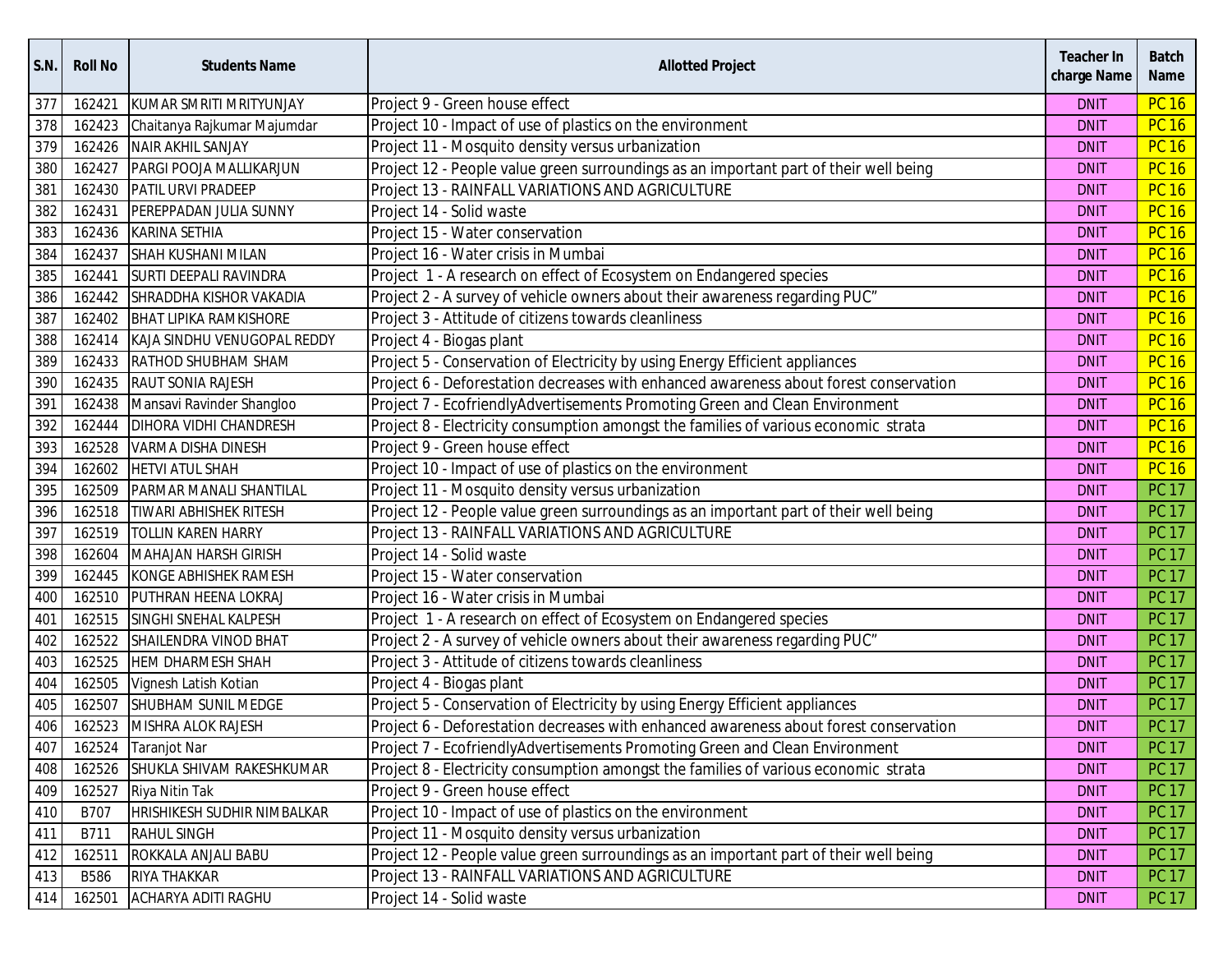| S.N. | Roll No | Students Name | Allotted Project | Teacher In charge Name | Batch Name |
|---|---|---|---|---|---|
| 377 | 162421 | KUMAR SMRITI MRITYUNJAY | Project 9 - Green house effect | DNIT | PC 16 |
| 378 | 162423 | Chaitanya Rajkumar Majumdar | Project 10 - Impact of use of plastics on the environment | DNIT | PC 16 |
| 379 | 162426 | NAIR AKHIL SANJAY | Project 11 - Mosquito density versus urbanization | DNIT | PC 16 |
| 380 | 162427 | PARGI POOJA MALLIKARJUN | Project 12 - People value green surroundings as an important part of their well being | DNIT | PC 16 |
| 381 | 162430 | PATIL URVI PRADEEP | Project 13 - RAINFALL VARIATIONS AND AGRICULTURE | DNIT | PC 16 |
| 382 | 162431 | PEREPPADAN JULIA SUNNY | Project 14 - Solid waste | DNIT | PC 16 |
| 383 | 162436 | KARINA SETHIA | Project 15 - Water conservation | DNIT | PC 16 |
| 384 | 162437 | SHAH KUSHANI MILAN | Project 16 - Water crisis in Mumbai | DNIT | PC 16 |
| 385 | 162441 | SURTI DEEPALI RAVINDRA | Project 1 - A research on effect of Ecosystem on Endangered species | DNIT | PC 16 |
| 386 | 162442 | SHRADDHA KISHOR VAKADIA | Project 2 - A survey of vehicle owners about their awareness regarding PUC" | DNIT | PC 16 |
| 387 | 162402 | BHAT LIPIKA RAMKISHORE | Project 3 - Attitude of citizens towards cleanliness | DNIT | PC 16 |
| 388 | 162414 | KAJA SINDHU VENUGOPAL REDDY | Project 4 - Biogas plant | DNIT | PC 16 |
| 389 | 162433 | RATHOD SHUBHAM SHAM | Project 5 - Conservation of Electricity by using Energy Efficient appliances | DNIT | PC 16 |
| 390 | 162435 | RAUT SONIA RAJESH | Project 6 - Deforestation decreases with enhanced awareness about forest conservation | DNIT | PC 16 |
| 391 | 162438 | Mansavi Ravinder Shangloo | Project 7 - EcofriendlyAdvertisements Promoting Green and Clean Environment | DNIT | PC 16 |
| 392 | 162444 | DIHORA VIDHI CHANDRESH | Project 8 - Electricity consumption amongst the families of various economic strata | DNIT | PC 16 |
| 393 | 162528 | VARMA DISHA DINESH | Project 9 - Green house effect | DNIT | PC 16 |
| 394 | 162602 | HETVI ATUL SHAH | Project 10 - Impact of use of plastics on the environment | DNIT | PC 16 |
| 395 | 162509 | PARMAR MANALI SHANTILAL | Project 11 - Mosquito density versus urbanization | DNIT | PC 17 |
| 396 | 162518 | TIWARI ABHISHEK RITESH | Project 12 - People value green surroundings as an important part of their well being | DNIT | PC 17 |
| 397 | 162519 | TOLLIN KAREN HARRY | Project 13 - RAINFALL VARIATIONS AND AGRICULTURE | DNIT | PC 17 |
| 398 | 162604 | MAHAJAN HARSH GIRISH | Project 14 - Solid waste | DNIT | PC 17 |
| 399 | 162445 | KONGE ABHISHEK RAMESH | Project 15 - Water conservation | DNIT | PC 17 |
| 400 | 162510 | PUTHRAN HEENA LOKRAJ | Project 16 - Water crisis in Mumbai | DNIT | PC 17 |
| 401 | 162515 | SINGHI SNEHAL KALPESH | Project 1 - A research on effect of Ecosystem on Endangered species | DNIT | PC 17 |
| 402 | 162522 | SHAILENDRA VINOD BHAT | Project 2 - A survey of vehicle owners about their awareness regarding PUC" | DNIT | PC 17 |
| 403 | 162525 | HEM DHARMESH SHAH | Project 3 - Attitude of citizens towards cleanliness | DNIT | PC 17 |
| 404 | 162505 | Vignesh Latish Kotian | Project 4 - Biogas plant | DNIT | PC 17 |
| 405 | 162507 | SHUBHAM SUNIL MEDGE | Project 5 - Conservation of Electricity by using Energy Efficient appliances | DNIT | PC 17 |
| 406 | 162523 | MISHRA ALOK RAJESH | Project 6 - Deforestation decreases with enhanced awareness about forest conservation | DNIT | PC 17 |
| 407 | 162524 | Taranjot Nar | Project 7 - EcofriendlyAdvertisements Promoting Green and Clean Environment | DNIT | PC 17 |
| 408 | 162526 | SHUKLA SHIVAM RAKESHKUMAR | Project 8 - Electricity consumption amongst the families of various economic strata | DNIT | PC 17 |
| 409 | 162527 | Riya Nitin Tak | Project 9 - Green house effect | DNIT | PC 17 |
| 410 | B707 | HRISHIKESH SUDHIR NIMBALKAR | Project 10 - Impact of use of plastics on the environment | DNIT | PC 17 |
| 411 | B711 | RAHUL SINGH | Project 11 - Mosquito density versus urbanization | DNIT | PC 17 |
| 412 | 162511 | ROKKALA ANJALI BABU | Project 12 - People value green surroundings as an important part of their well being | DNIT | PC 17 |
| 413 | B586 | RIYA THAKKAR | Project 13 - RAINFALL VARIATIONS AND AGRICULTURE | DNIT | PC 17 |
| 414 | 162501 | ACHARYA ADITI RAGHU | Project 14 - Solid waste | DNIT | PC 17 |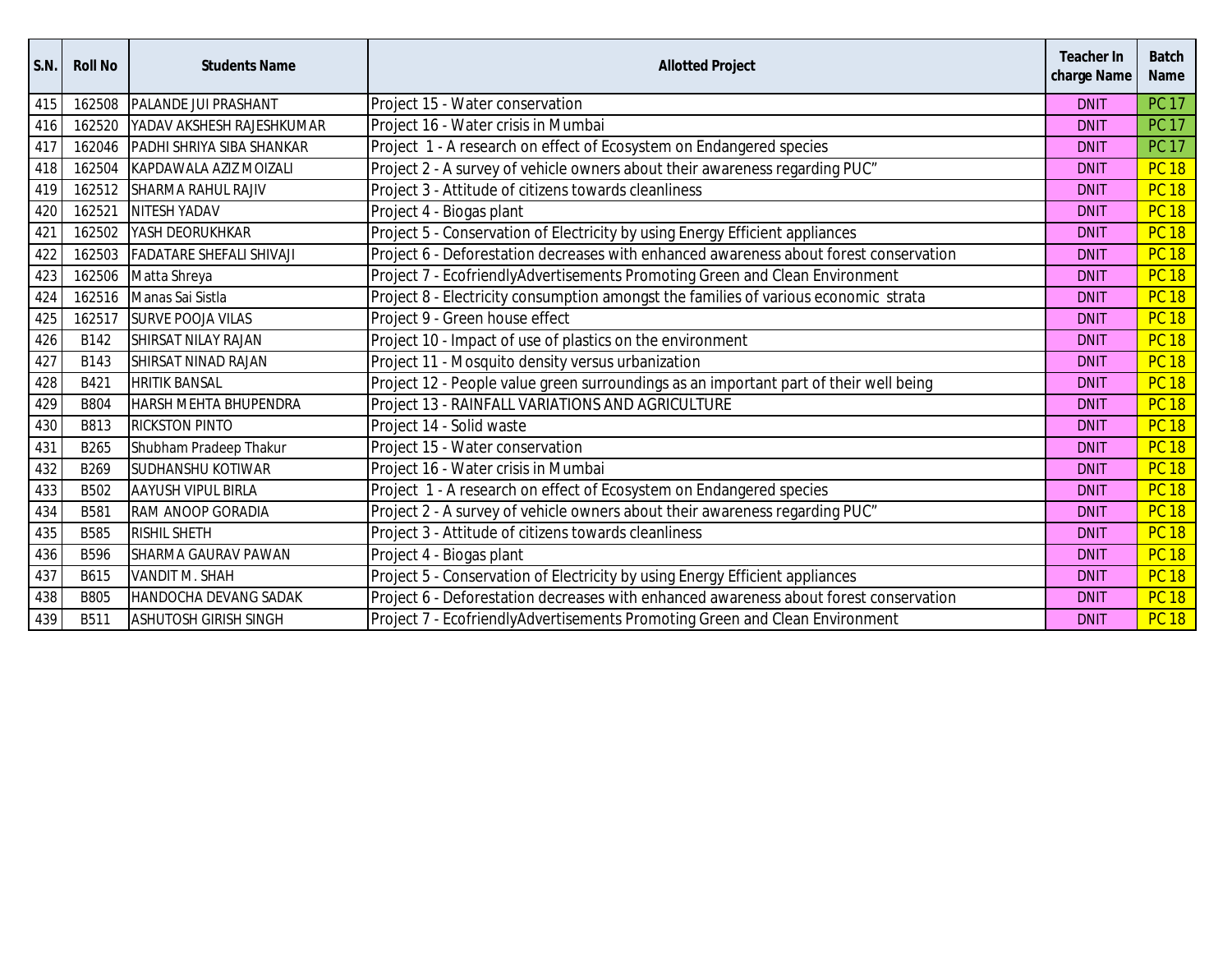| S.N. | Roll No | Students Name | Allotted Project | Teacher In charge Name | Batch Name |
|---|---|---|---|---|---|
| 415 | 162508 | PALANDE JUI PRASHANT | Project 15 - Water conservation | DNIT | PC 17 |
| 416 | 162520 | YADAV AKSHESH RAJESHKUMAR | Project 16 - Water crisis in Mumbai | DNIT | PC 17 |
| 417 | 162046 | PADHI SHRIYA SIBA SHANKAR | Project 1 - A research on effect of Ecosystem on Endangered species | DNIT | PC 17 |
| 418 | 162504 | KAPDAWALA AZIZ MOIZALI | Project 2 - A survey of vehicle owners about their awareness regarding PUC" | DNIT | PC 18 |
| 419 | 162512 | SHARMA RAHUL RAJIV | Project 3 - Attitude of citizens towards cleanliness | DNIT | PC 18 |
| 420 | 162521 | NITESH YADAV | Project 4 - Biogas plant | DNIT | PC 18 |
| 421 | 162502 | YASH DEORUKHKAR | Project 5 - Conservation of Electricity by using Energy Efficient appliances | DNIT | PC 18 |
| 422 | 162503 | FADATARE SHEFALI SHIVAJI | Project 6 - Deforestation decreases with enhanced awareness about forest conservation | DNIT | PC 18 |
| 423 | 162506 | Matta Shreya | Project 7 - EcofriendlyAdvertisements Promoting Green and Clean Environment | DNIT | PC 18 |
| 424 | 162516 | Manas Sai Sistla | Project 8 - Electricity consumption amongst the families of various economic strata | DNIT | PC 18 |
| 425 | 162517 | SURVE POOJA VILAS | Project 9 - Green house effect | DNIT | PC 18 |
| 426 | B142 | SHIRSAT NILAY RAJAN | Project 10 - Impact of use of plastics on the environment | DNIT | PC 18 |
| 427 | B143 | SHIRSAT NINAD RAJAN | Project 11 - Mosquito density versus urbanization | DNIT | PC 18 |
| 428 | B421 | HRITIK BANSAL | Project 12 - People value green surroundings as an important part of their well being | DNIT | PC 18 |
| 429 | B804 | HARSH MEHTA BHUPENDRA | Project 13 - RAINFALL VARIATIONS AND AGRICULTURE | DNIT | PC 18 |
| 430 | B813 | RICKSTON PINTO | Project 14 - Solid waste | DNIT | PC 18 |
| 431 | B265 | Shubham Pradeep Thakur | Project 15 - Water conservation | DNIT | PC 18 |
| 432 | B269 | SUDHANSHU KOTIWAR | Project 16 - Water crisis in Mumbai | DNIT | PC 18 |
| 433 | B502 | AAYUSH VIPUL BIRLA | Project 1 - A research on effect of Ecosystem on Endangered species | DNIT | PC 18 |
| 434 | B581 | RAM ANOOP GORADIA | Project 2 - A survey of vehicle owners about their awareness regarding PUC" | DNIT | PC 18 |
| 435 | B585 | RISHIL SHETH | Project 3 - Attitude of citizens towards cleanliness | DNIT | PC 18 |
| 436 | B596 | SHARMA GAURAV PAWAN | Project 4 - Biogas plant | DNIT | PC 18 |
| 437 | B615 | VANDIT M. SHAH | Project 5 - Conservation of Electricity by using Energy Efficient appliances | DNIT | PC 18 |
| 438 | B805 | HANDOCHA DEVANG SADAK | Project 6 - Deforestation decreases with enhanced awareness about forest conservation | DNIT | PC 18 |
| 439 | B511 | ASHUTOSH GIRISH SINGH | Project 7 - EcofriendlyAdvertisements Promoting Green and Clean Environment | DNIT | PC 18 |